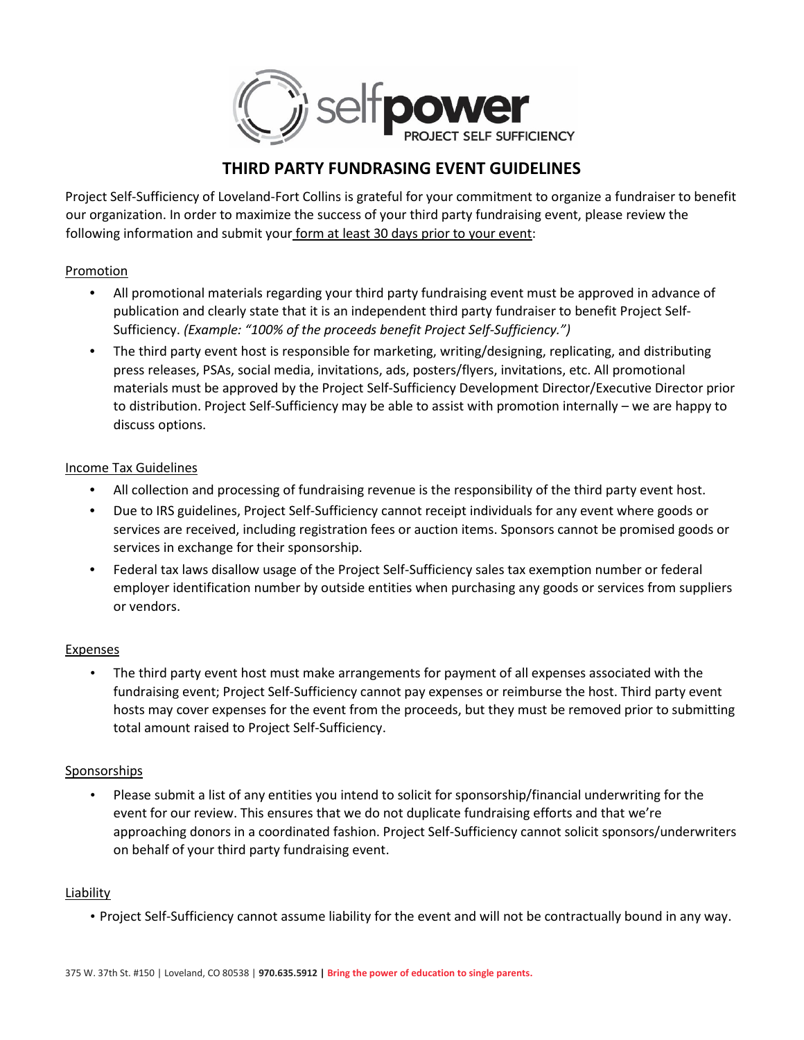# THIRD PARTY FUNDRASING EVENT GUIDELINES

Project Self-Sufficiency of Loveland-Fort Collins is grateful for your commitment to organize a fundraiser to benefit our organization. In order to maximize the success of your third party fundraising event, please review the following information and submit your form at least 30 days prior to your event:

## Promotion

- All promotional materials regarding your third party fundraising event must be approved in advance of publication and clearly state that it is an independent third party fundraiser to benefit Project Self-Sufficiency. *(Example: "100% of the proceeds benefit Project Self-Sufficiency.")*
- The third party event host is responsible for marketing, writing/designing, replicating, and distributing press releases, PSAs, social media, invitations, ads, posters/flyers, invitations, etc. All promotional materials must be approved by the Project Self-Sufficiency Development Director/Executive Director prior to distribution. Project Self-Sufficiency may be able to assist with promotion internally – we are happy to discuss options.

## Income Tax Guidelines

- All collection and processing of fundraising revenue is the responsibility of the third party event host.
- Due to IRS guidelines, Project Self-Sufficiency cannot receipt individuals for any event where goods or services are received, including registration fees or auction items. Sponsors cannot be promised goods or services in exchange for their sponsorship.
- Federal tax laws disallow usage of the Project Self-Sufficiency sales tax exemption number or federal employer identification number by outside entities when purchasing any goods or services from suppliers or vendors.

## Expenses

- The third party event host must make arrangements for payment of all expenses associated with the fundraising event; Project Self-Sufficiency cannot pay expenses or reimburse the host. Third party event hosts may cover expenses for the event from the proceeds, but they must be removed prior to submitting total amount raised to Project Self-Sufficiency.

## Sponsorships

- Please submit a list of any entities you intend to solicit for sponsorship/financial underwriting for the event for our review. This ensures that we do not duplicate fundraising efforts and that we're approaching donors in a coordinated fashion. Project Self-Sufficiency cannot solicit sponsors/underwriters on behalf of your third party fundraising event.

## Liability

- Project Self-Sufficiency cannot assume liability for the event and will not be contractually bound in any way.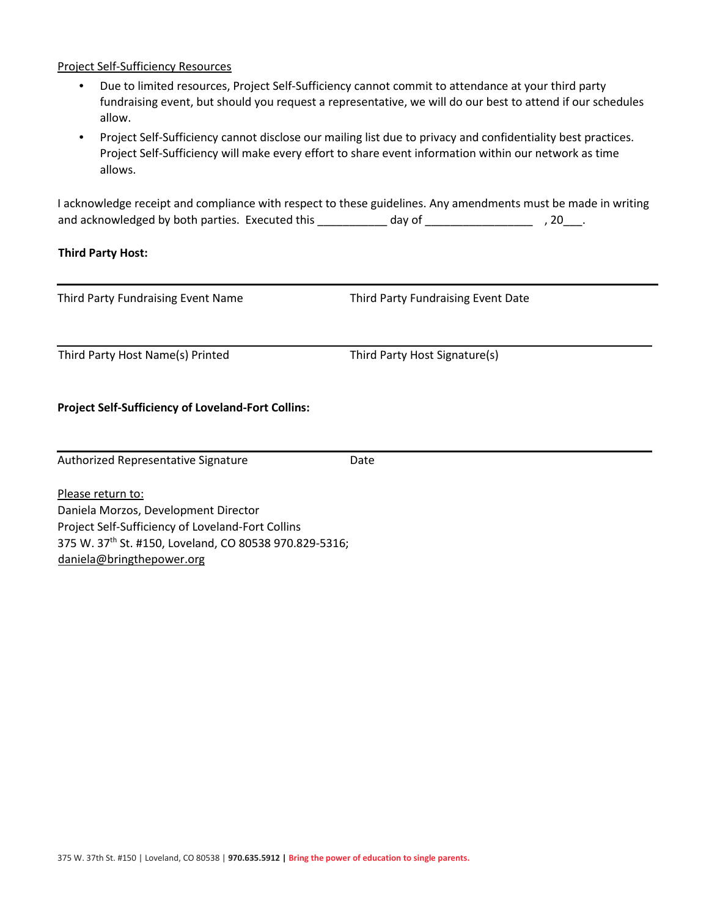Project Self-Sufficiency Resources

- Due to limited resources, Project Self-Sufficiency cannot commit to attendance at your third party fundraising event, but should you request a representative, we will do our best to attend if our schedules allow.
- Project Self-Sufficiency cannot disclose our mailing list due to privacy and confidentiality best practices. Project Self-Sufficiency will make every effort to share event information within our network as time allows.

I acknowledge receipt and compliance with respect to these guidelines. Any amendments must be made in writing and acknowledged by both parties. Executed this ___________ day of _________________ , 20___.

**Third Party Host:**

______________________________________________________________________

Third Party Fundraising Event Name Third Party Fundraising Event Date

______________________________________________________________________

Third Party Host Name(s) Printed Third Party Host Signature(s)

**Project Self-Sufficiency of Loveland-Fort Collins:**

______________________________________________________________________

Authorized Representative Signature Date

Please return to:
Daniela Morzos, Development Director
Project Self-Sufficiency of Loveland-Fort Collins
375 W. 37th St. #150, Loveland, CO 80538 970.829-5316;
daniela@bringthepower.org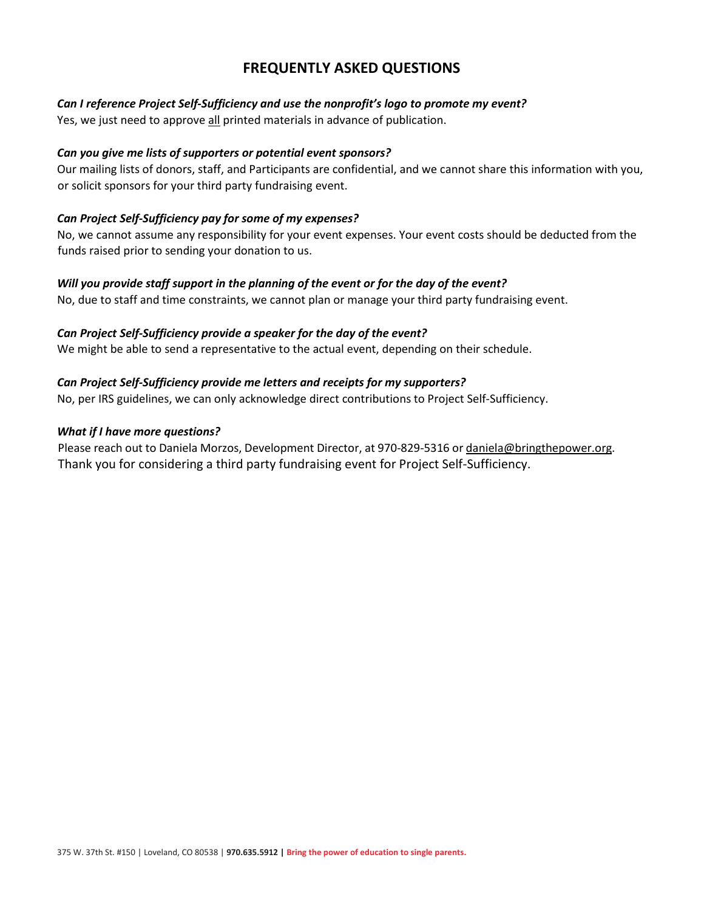# FREQUENTLY ASKED QUESTIONS

***Can I reference Project Self-Sufficiency and use the nonprofit's logo to promote my event?***

Yes, we just need to approve <u>all</u> printed materials in advance of publication.

***Can you give me lists of supporters or potential event sponsors?***

Our mailing lists of donors, staff, and Participants are confidential, and we cannot share this information with you, or solicit sponsors for your third party fundraising event.

***Can Project Self-Sufficiency pay for some of my expenses?***

No, we cannot assume any responsibility for your event expenses. Your event costs should be deducted from the funds raised prior to sending your donation to us.

***Will you provide staff support in the planning of the event or for the day of the event?***

No, due to staff and time constraints, we cannot plan or manage your third party fundraising event.

***Can Project Self-Sufficiency provide a speaker for the day of the event?***

We might be able to send a representative to the actual event, depending on their schedule.

***Can Project Self-Sufficiency provide me letters and receipts for my supporters?***

No, per IRS guidelines, we can only acknowledge direct contributions to Project Self-Sufficiency.

***What if I have more questions?***

Please reach out to Daniela Morzos, Development Director, at 970-829-5316 or daniela@bringthepower.org.

Thank you for considering a third party fundraising event for Project Self-Sufficiency.